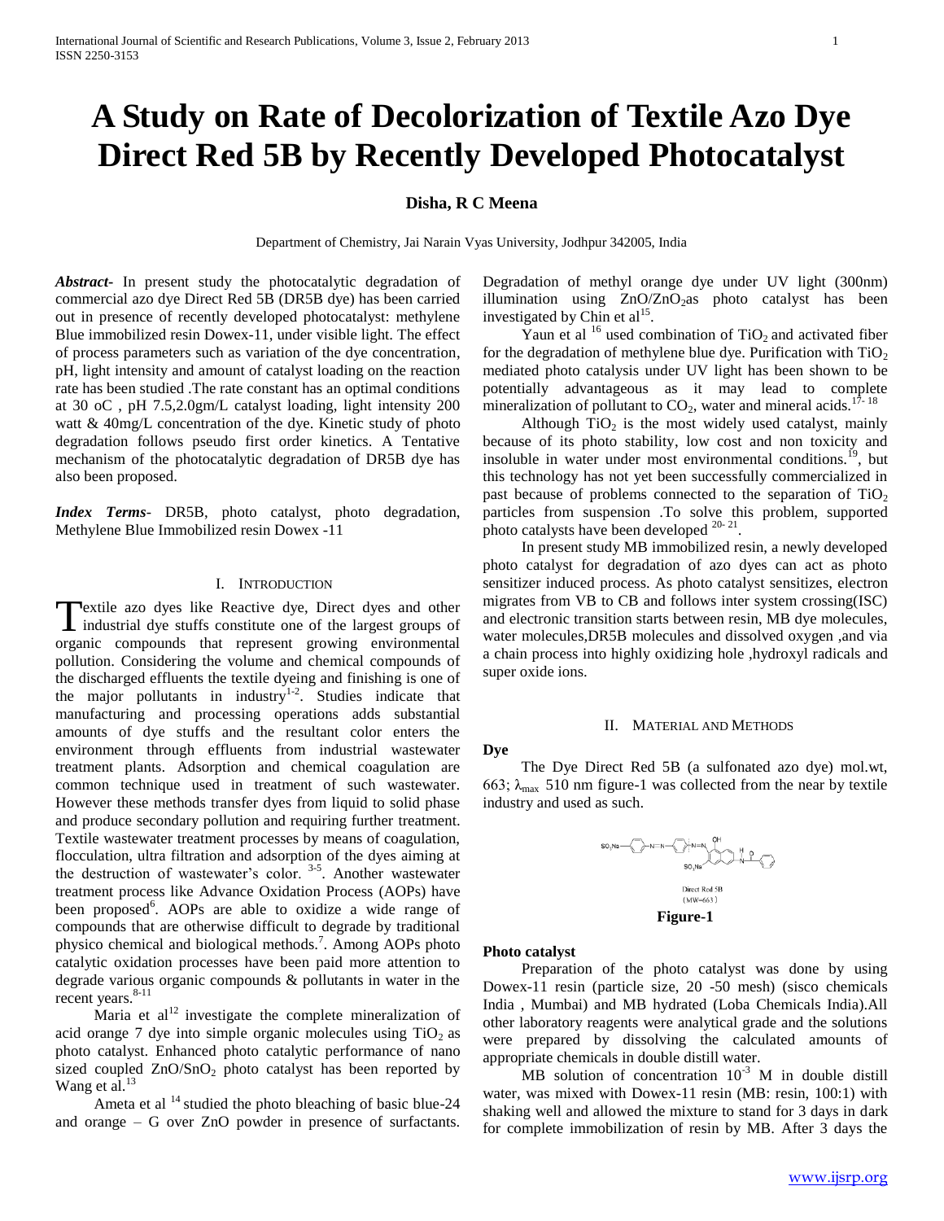# A Study on Rate of Decolorization of Textile Azo Dye Direct Red 5B by Recently Developed Photocatalyst

**Disha, R C Meena**

Department of Chemistry, Jai Narain Vyas University, Jodhpur 342005, India

***Abstract-*** In present study the photocatalytic degradation of commercial azo dye Direct Red 5B (DR5B dye) has been carried out in presence of recently developed photocatalyst: methylene Blue immobilized resin Dowex-11, under visible light. The effect of process parameters such as variation of the dye concentration, pH, light intensity and amount of catalyst loading on the reaction rate has been studied .The rate constant has an optimal conditions at 30 oC , pH 7.5,2.0gm/L catalyst loading, light intensity 200 watt & 40mg/L concentration of the dye. Kinetic study of photo degradation follows pseudo first order kinetics. A Tentative mechanism of the photocatalytic degradation of DR5B dye has also been proposed.

***Index Terms-*** DR5B, photo catalyst, photo degradation, Methylene Blue Immobilized resin Dowex -11

## I. Introduction

Textile azo dyes like Reactive dye, Direct dyes and other industrial dye stuffs constitute one of the largest groups of organic compounds that represent growing environmental pollution. Considering the volume and chemical compounds of the discharged effluents the textile dyeing and finishing is one of the major pollutants in industry[1-2]. Studies indicate that manufacturing and processing operations adds substantial amounts of dye stuffs and the resultant color enters the environment through effluents from industrial wastewater treatment plants. Adsorption and chemical coagulation are common technique used in treatment of such wastewater. However these methods transfer dyes from liquid to solid phase and produce secondary pollution and requiring further treatment. Textile wastewater treatment processes by means of coagulation, flocculation, ultra filtration and adsorption of the dyes aiming at the destruction of wastewater's color. [3-5]. Another wastewater treatment process like Advance Oxidation Process (AOPs) have been proposed[6]. AOPs are able to oxidize a wide range of compounds that are otherwise difficult to degrade by traditional physico chemical and biological methods.[7]. Among AOPs photo catalytic oxidation processes have been paid more attention to degrade various organic compounds & pollutants in water in the recent years.[8-11]

Maria et al[12] investigate the complete mineralization of acid orange 7 dye into simple organic molecules using $TiO_2$ as photo catalyst. Enhanced photo catalytic performance of nano sized coupled $ZnO/SnO_2$ photo catalyst has been reported by Wang et al.[13]

Ameta et al [14] studied the photo bleaching of basic blue-24 and orange – G over ZnO powder in presence of surfactants. Degradation of methyl orange dye under UV light (300nm) illumination using $ZnO/ZnO_2$as photo catalyst has been investigated by Chin et al[15].

Yaun et al [16] used combination of $TiO_2$ and activated fiber for the degradation of methylene blue dye. Purification with $TiO_2$ mediated photo catalysis under UV light has been shown to be potentially advantageous as it may lead to complete mineralization of pollutant to $CO_2$, water and mineral acids.[17- 18]

Although $TiO_2$ is the most widely used catalyst, mainly because of its photo stability, low cost and non toxicity and insoluble in water under most environmental conditions.[19], but this technology has not yet been successfully commercialized in past because of problems connected to the separation of $TiO_2$ particles from suspension .To solve this problem, supported photo catalysts have been developed [20- 21].

In present study MB immobilized resin, a newly developed photo catalyst for degradation of azo dyes can act as photo sensitizer induced process. As photo catalyst sensitizes, electron migrates from VB to CB and follows inter system crossing(ISC) and electronic transition starts between resin, MB dye molecules, water molecules,DR5B molecules and dissolved oxygen ,and via a chain process into highly oxidizing hole ,hydroxyl radicals and super oxide ions.

## II. Material and Methods

**Dye**

The Dye Direct Red 5B (a sulfonated azo dye) mol.wt, 663; $\lambda_{max}$ 510 nm figure-1 was collected from the near by textile industry and used as such.

Direct Red 5B
(MW=663)

**Figure-1**

**Photo catalyst**

Preparation of the photo catalyst was done by using Dowex-11 resin (particle size, 20 -50 mesh) (sisco chemicals India , Mumbai) and MB hydrated (Loba Chemicals India).All other laboratory reagents were analytical grade and the solutions were prepared by dissolving the calculated amounts of appropriate chemicals in double distill water.

MB solution of concentration $10^{-3}$ M in double distill water, was mixed with Dowex-11 resin (MB: resin, 100:1) with shaking well and allowed the mixture to stand for 3 days in dark for complete immobilization of resin by MB. After 3 days the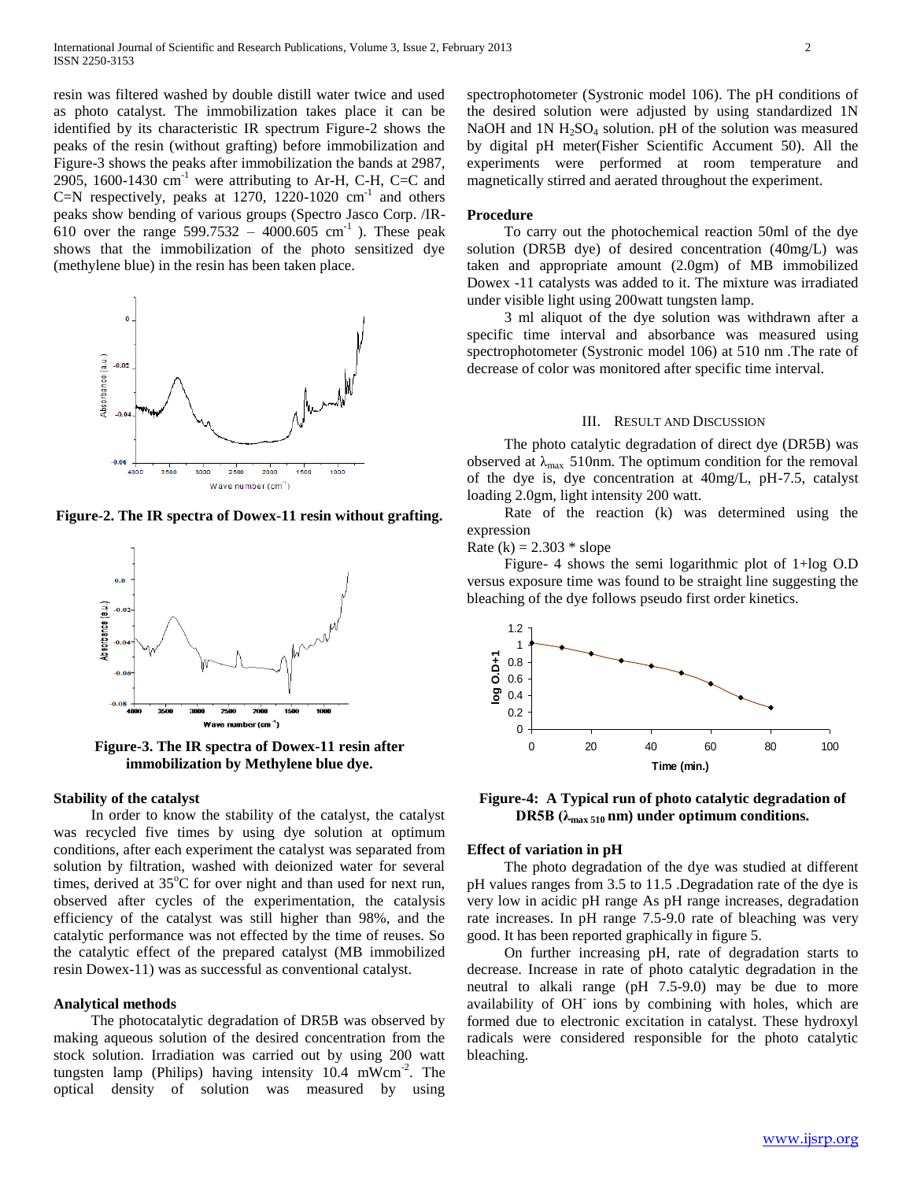resin was filtered washed by double distill water twice and used as photo catalyst. The immobilization takes place it can be identified by its characteristic IR spectrum Figure-2 shows the peaks of the resin (without grafting) before immobilization and Figure-3 shows the peaks after immobilization the bands at 2987, 2905, 1600-1430 $cm^{-1}$ were attributing to Ar-H, C-H, C=C and C=N respectively, peaks at 1270, 1220-1020 $cm^{-1}$ and others peaks show bending of various groups (Spectro Jasco Corp. /IR-610 over the range 599.7532 – 4000.605 $cm^{-1}$ ). These peak shows that the immobilization of the photo sensitized dye (methylene blue) in the resin has been taken place.

**Figure-2. The IR spectra of Dowex-11 resin without grafting.**

**Figure-3. The IR spectra of Dowex-11 resin after immobilization by Methylene blue dye.**

### Stability of the catalyst

In order to know the stability of the catalyst, the catalyst was recycled five times by using dye solution at optimum conditions, after each experiment the catalyst was separated from solution by filtration, washed with deionized water for several times, derived at 35°C for over night and than used for next run, observed after cycles of the experimentation, the catalysis efficiency of the catalyst was still higher than 98%, and the catalytic performance was not effected by the time of reuses. So the catalytic effect of the prepared catalyst (MB immobilized resin Dowex-11) was as successful as conventional catalyst.

### Analytical methods

The photocatalytic degradation of DR5B was observed by making aqueous solution of the desired concentration from the stock solution. Irradiation was carried out by using 200 watt tungsten lamp (Philips) having intensity 10.4 $mWcm^{-2}$. The optical density of solution was measured by using spectrophotometer (Systronic model 106). The pH conditions of the desired solution were adjusted by using standardized 1N NaOH and 1N $H_2SO_4$ solution. pH of the solution was measured by digital pH meter(Fisher Scientific Accument 50). All the experiments were performed at room temperature and magnetically stirred and aerated throughout the experiment.

### Procedure

To carry out the photochemical reaction 50ml of the dye solution (DR5B dye) of desired concentration (40mg/L) was taken and appropriate amount (2.0gm) of MB immobilized Dowex -11 catalysts was added to it. The mixture was irradiated under visible light using 200watt tungsten lamp.

3 ml aliquot of the dye solution was withdrawn after a specific time interval and absorbance was measured using spectrophotometer (Systronic model 106) at 510 nm .The rate of decrease of color was monitored after specific time interval.

## III. Result and Discussion

The photo catalytic degradation of direct dye (DR5B) was observed at $\lambda_{max}$ 510nm. The optimum condition for the removal of the dye is, dye concentration at 40mg/L, pH-7.5, catalyst loading 2.0gm, light intensity 200 watt.

Rate of the reaction (k) was determined using the expression

Rate (k) = 2.303 * slope

Figure- 4 shows the semi logarithmic plot of 1+log O.D versus exposure time was found to be straight line suggesting the bleaching of the dye follows pseudo first order kinetics.

**Figure-4: A Typical run of photo catalytic degradation of DR5B ($\lambda_{max\ 510}$ nm) under optimum conditions.**

### Effect of variation in pH

The photo degradation of the dye was studied at different pH values ranges from 3.5 to 11.5 .Degradation rate of the dye is very low in acidic pH range As pH range increases, degradation rate increases. In pH range 7.5-9.0 rate of bleaching was very good. It has been reported graphically in figure 5.

On further increasing pH, rate of degradation starts to decrease. Increase in rate of photo catalytic degradation in the neutral to alkali range (pH 7.5-9.0) may be due to more availability of $OH^-$ ions by combining with holes, which are formed due to electronic excitation in catalyst. These hydroxyl radicals were considered responsible for the photo catalytic bleaching.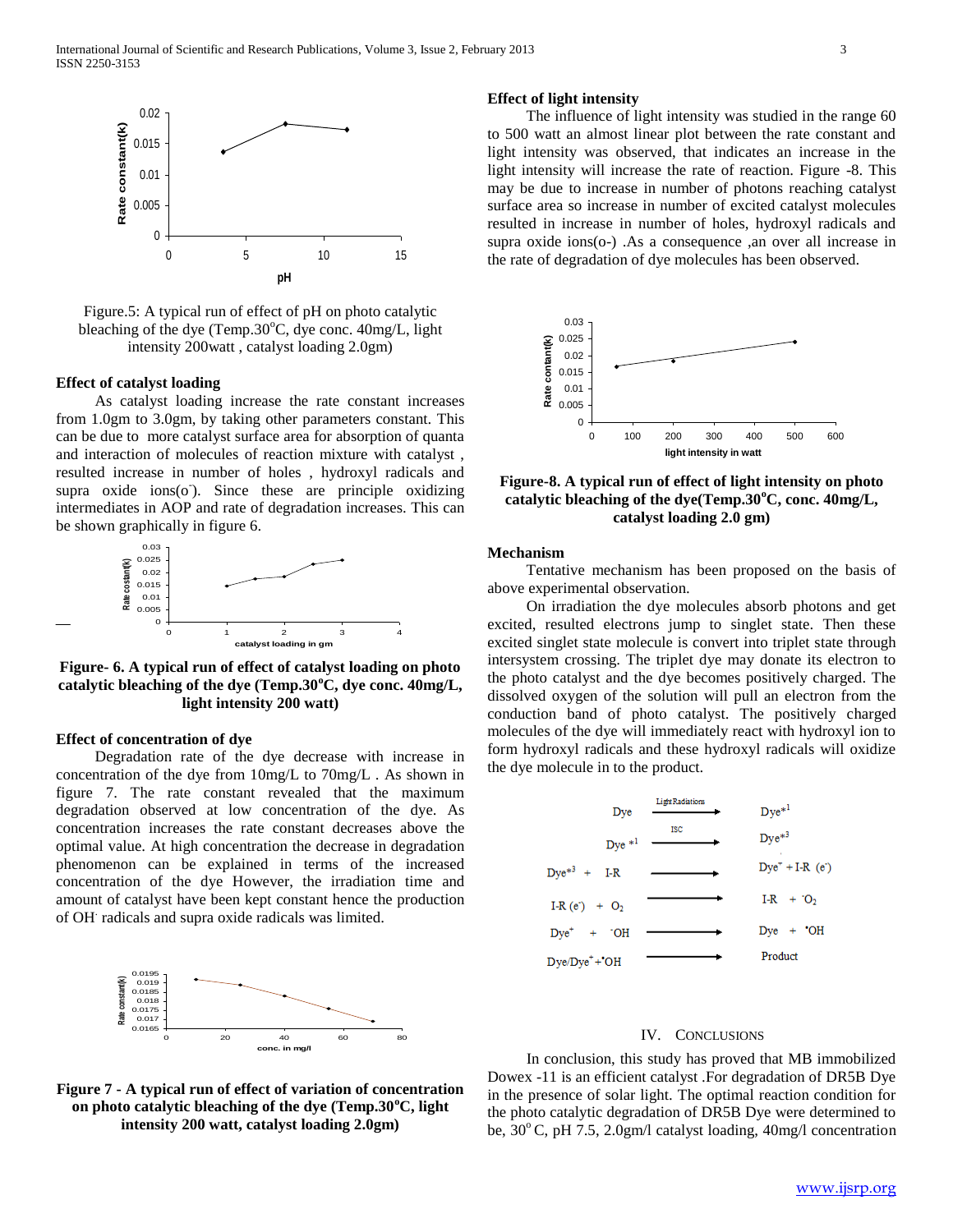Figure.5: A typical run of effect of pH on photo catalytic bleaching of the dye (Temp.30°C, dye conc. 40mg/L, light intensity 200watt , catalyst loading 2.0gm)

### Effect of catalyst loading

As catalyst loading increase the rate constant increases from 1.0gm to 3.0gm, by taking other parameters constant. This can be due to more catalyst surface area for absorption of quanta and interaction of molecules of reaction mixture with catalyst , resulted increase in number of holes , hydroxyl radicals and supra oxide ions(o$^-$). Since these are principle oxidizing intermediates in AOP and rate of degradation increases. This can be shown graphically in figure 6.

**Figure- 6. A typical run of effect of catalyst loading on photo catalytic bleaching of the dye (Temp.30°C, dye conc. 40mg/L, light intensity 200 watt)**

### Effect of concentration of dye

Degradation rate of the dye decrease with increase in concentration of the dye from 10mg/L to 70mg/L . As shown in figure 7. The rate constant revealed that the maximum degradation observed at low concentration of the dye. As concentration increases the rate constant decreases above the optimal value. At high concentration the decrease in degradation phenomenon can be explained in terms of the increased concentration of the dye However, the irradiation time and amount of catalyst have been kept constant hence the production of OH$^.$ radicals and supra oxide radicals was limited.

**Figure 7 - A typical run of effect of variation of concentration on photo catalytic bleaching of the dye (Temp.30°C, light intensity 200 watt, catalyst loading 2.0gm)**

### Effect of light intensity

The influence of light intensity was studied in the range 60 to 500 watt an almost linear plot between the rate constant and light intensity was observed, that indicates an increase in the light intensity will increase the rate of reaction. Figure -8. This may be due to increase in number of photons reaching catalyst surface area so increase in number of excited catalyst molecules resulted in increase in number of holes, hydroxyl radicals and supra oxide ions(o-) .As a consequence ,an over all increase in the rate of degradation of dye molecules has been observed.

**Figure-8. A typical run of effect of light intensity on photo catalytic bleaching of the dye(Temp.30°C, conc. 40mg/L, catalyst loading 2.0 gm)**

### Mechanism

Tentative mechanism has been proposed on the basis of above experimental observation.

On irradiation the dye molecules absorb photons and get excited, resulted electrons jump to singlet state. Then these excited singlet state molecule is convert into triplet state through intersystem crossing. The triplet dye may donate its electron to the photo catalyst and the dye becomes positively charged. The dissolved oxygen of the solution will pull an electron from the conduction band of photo catalyst. The positively charged molecules of the dye will immediately react with hydroxyl ion to form hydroxyl radicals and these hydroxyl radicals will oxidize the dye molecule in to the product.

$$\text{Dye} \xrightarrow{\text{Light Radiations}} \text{Dye}^{*1}$$

$$\text{Dye}^{*1} \xrightarrow{\text{ISC}} \text{Dye}^{*3}$$

$$\text{Dye}^{*3} + \text{I-R} \longrightarrow \text{Dye}^{+} + \text{I-R}\ (e^-)$$

$$\text{I-R}\ (e^-) + O_2 \longrightarrow \text{I-R} + {}^{\cdot}O_2$$

$$\text{Dye}^{+} + {}^{-}OH \longrightarrow \text{Dye} + {}^{\bullet}OH$$

$$\text{Dye/Dye}^{+} + {}^{\bullet}OH \longrightarrow \text{Product}$$

## IV. Conclusions

In conclusion, this study has proved that MB immobilized Dowex -11 is an efficient catalyst .For degradation of DR5B Dye in the presence of solar light. The optimal reaction condition for the photo catalytic degradation of DR5B Dye were determined to be, 30° C, pH 7.5, 2.0gm/l catalyst loading, 40mg/l concentration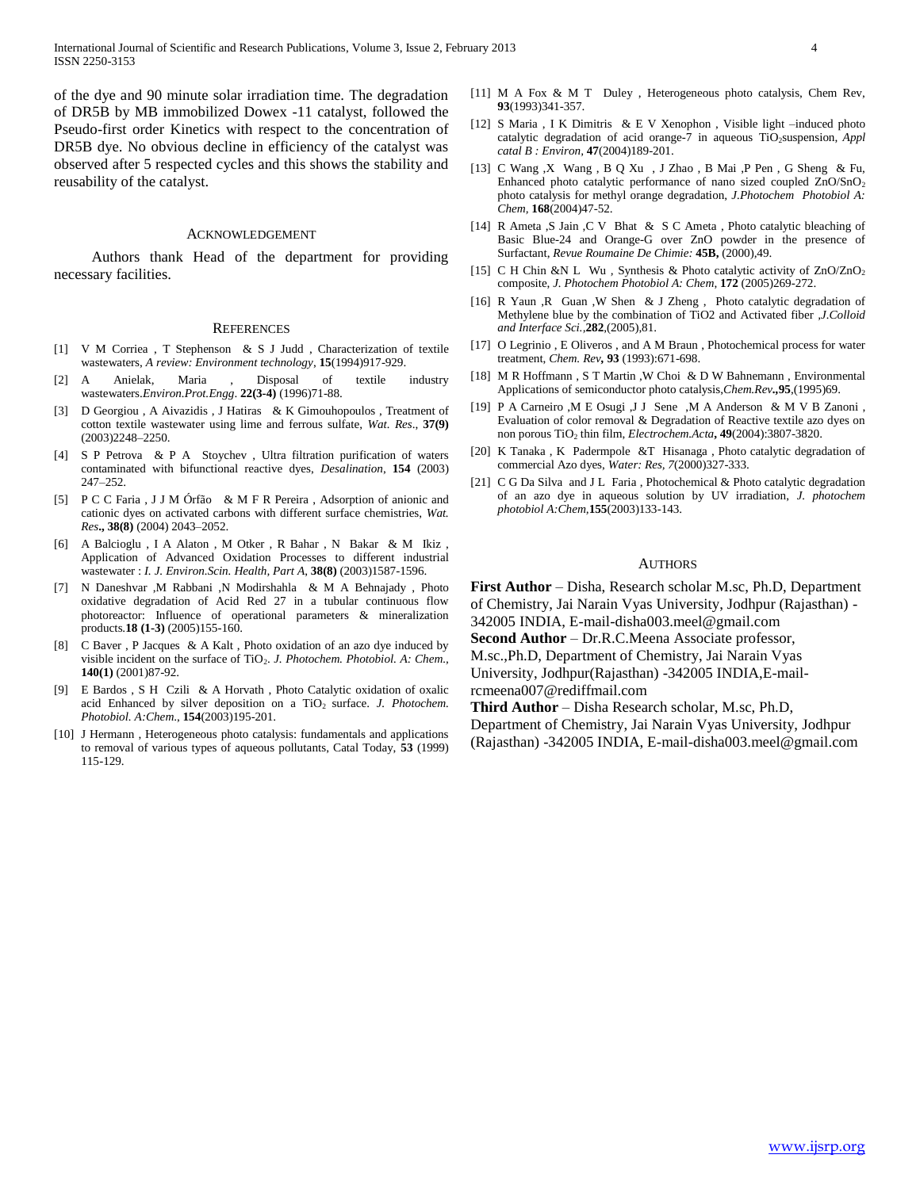of the dye and 90 minute solar irradiation time. The degradation of DR5B by MB immobilized Dowex -11 catalyst, followed the Pseudo-first order Kinetics with respect to the concentration of DR5B dye. No obvious decline in efficiency of the catalyst was observed after 5 respected cycles and this shows the stability and reusability of the catalyst.

## ACKNOWLEDGEMENT

Authors thank Head of the department for providing necessary facilities.

## REFERENCES

[1] V M Corriea , T Stephenson & S J Judd , Characterization of textile wastewaters, *A review: Environment technology*, **15**(1994)917-929.

[2] A Anielak, Maria , Disposal of textile industry wastewaters.*Environ.Prot.Engg*. **22(3-4)** (1996)71-88.

[3] D Georgiou , A Aivazidis , J Hatiras & K Gimouhopoulos , Treatment of cotton textile wastewater using lime and ferrous sulfate, *Wat. Res*., **37(9)** (2003)2248–2250.

[4] S P Petrova & P A Stoychev , Ultra filtration purification of waters contaminated with bifunctional reactive dyes, *Desalination*, **154** (2003) 247–252.

[5] P C C Faria , J J M Órfão & M F R Pereira , Adsorption of anionic and cationic dyes on activated carbons with different surface chemistries, *Wat. Res***., 38(8)** (2004) 2043–2052.

[6] A Balcioglu , I A Alaton , M Otker , R Bahar , N Bakar & M Ikiz , Application of Advanced Oxidation Processes to different industrial wastewater : *I. J. Environ.Scin. Health, Part A*, **38(8)** (2003)1587-1596.

[7] N Daneshvar ,M Rabbani ,N Modirshahla & M A Behnajady , Photo oxidative degradation of Acid Red 27 in a tubular continuous flow photoreactor: Influence of operational parameters & mineralization products.**18 (1-3)** (2005)155-160.

[8] C Baver , P Jacques & A Kalt , Photo oxidation of an azo dye induced by visible incident on the surface of $TiO_2$. *J. Photochem. Photobiol. A: Chem.*, **140(1)** (2001)87-92.

[9] E Bardos , S H Czili & A Horvath , Photo Catalytic oxidation of oxalic acid Enhanced by silver deposition on a $TiO_2$ surface. *J. Photochem. Photobiol. A:Chem*., **154**(2003)195-201.

[10] J Hermann , Heterogeneous photo catalysis: fundamentals and applications to removal of various types of aqueous pollutants, Catal Today, **53** (1999) 115-129.

[11] M A Fox & M T Duley , Heterogeneous photo catalysis, Chem Rev, **93**(1993)341-357.

[12] S Maria , I K Dimitris & E V Xenophon , Visible light –induced photo catalytic degradation of acid orange-7 in aqueous $TiO_2$suspension, *Appl catal B : Environ*, **47**(2004)189-201.

[13] C Wang ,X Wang , B Q Xu , J Zhao , B Mai ,P Pen , G Sheng & Fu, Enhanced photo catalytic performance of nano sized coupled $ZnO/SnO_2$ photo catalysis for methyl orange degradation, *J.Photochem Photobiol A: Chem*, **168**(2004)47-52.

[14] R Ameta ,S Jain ,C V Bhat & S C Ameta , Photo catalytic bleaching of Basic Blue-24 and Orange-G over ZnO powder in the presence of Surfactant, *Revue Roumaine De Chimie:* **45B,** (2000),49.

[15] C H Chin &N L Wu , Synthesis & Photo catalytic activity of $ZnO/ZnO_2$ composite, *J. Photochem Photobiol A: Chem*, **172** (2005)269-272.

[16] R Yaun ,R Guan ,W Shen & J Zheng , Photo catalytic degradation of Methylene blue by the combination of TiO2 and Activated fiber ,*J.Colloid and Interface Sci.,***282**,(2005),81.

[17] O Legrinio , E Oliveros , and A M Braun , Photochemical process for water treatment, *Chem. Rev***, 93** (1993):671-698.

[18] M R Hoffmann , S T Martin ,W Choi & D W Bahnemann , Environmental Applications of semiconductor photo catalysis,*Chem.Rev***.,95**,(1995)69.

[19] P A Carneiro ,M E Osugi ,J J Sene ,M A Anderson & M V B Zanoni , Evaluation of color removal & Degradation of Reactive textile azo dyes on non porous $TiO_2$ thin film, *Electrochem.Acta***, 49**(2004):3807-3820.

[20] K Tanaka , K Padermpole &T Hisanaga , Photo catalytic degradation of commercial Azo dyes, *Water: Res, 7*(2000)327-333.

[21] C G Da Silva and J L Faria , Photochemical & Photo catalytic degradation of an azo dye in aqueous solution by UV irradiation, *J. photochem photobiol A:Chem,***155**(2003)133-143.

## AUTHORS

**First Author** – Disha, Research scholar M.sc, Ph.D, Department of Chemistry, Jai Narain Vyas University, Jodhpur (Rajasthan) -342005 INDIA, E-mail-disha003.meel@gmail.com

**Second Author** – Dr.R.C.Meena Associate professor, M.sc.,Ph.D, Department of Chemistry, Jai Narain Vyas University, Jodhpur(Rajasthan) -342005 INDIA,E-mail-rcmeena007@rediffmail.com

**Third Author** – Disha Research scholar, M.sc, Ph.D, Department of Chemistry, Jai Narain Vyas University, Jodhpur (Rajasthan) -342005 INDIA, E-mail-disha003.meel@gmail.com